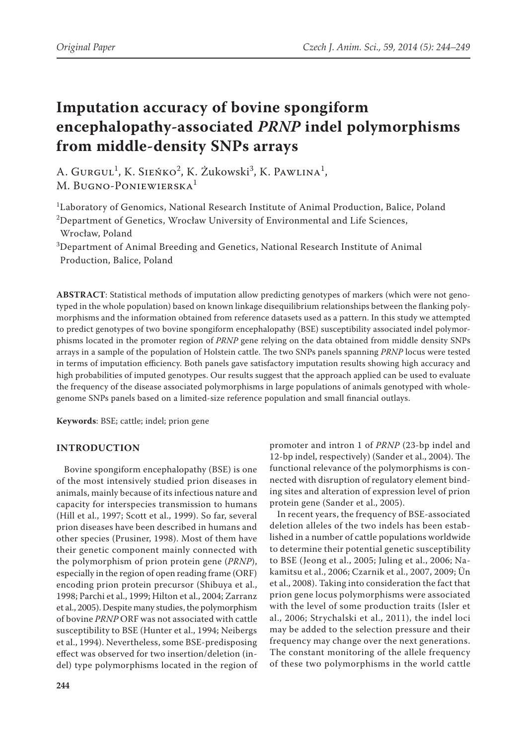Original Paper

# Imputation accuracy of bovine spongiform encephalopathy-associated *PRNP* indel polymorphisms from middle-density SNPs arrays

A. Gurgul[1], K. Sieńko[2], K. Żukowski[3], K. Pawlina[1], M. Bugno-Poniewierska[1]

[1]Laboratory of Genomics, National Research Institute of Animal Production, Balice, Poland
[2]Department of Genetics, Wrocław University of Environmental and Life Sciences, Wrocław, Poland
[3]Department of Animal Breeding and Genetics, National Research Institute of Animal Production, Balice, Poland

**ABSTRACT**: Statistical methods of imputation allow predicting genotypes of markers (which were not genotyped in the whole population) based on known linkage disequilibrium relationships between the flanking polymorphisms and the information obtained from reference datasets used as a pattern. In this study we attempted to predict genotypes of two bovine spongiform encephalopathy (BSE) susceptibility associated indel polymorphisms located in the promoter region of *PRNP* gene relying on the data obtained from middle density SNPs arrays in a sample of the population of Holstein cattle. The two SNPs panels spanning *PRNP* locus were tested in terms of imputation efficiency. Both panels gave satisfactory imputation results showing high accuracy and high probabilities of imputed genotypes. Our results suggest that the approach applied can be used to evaluate the frequency of the disease associated polymorphisms in large populations of animals genotyped with whole-genome SNPs panels based on a limited-size reference population and small financial outlays.

**Keywords**: BSE; cattle; indel; prion gene

## INTRODUCTION

Bovine spongiform encephalopathy (BSE) is one of the most intensively studied prion diseases in animals, mainly because of its infectious nature and capacity for interspecies transmission to humans (Hill et al., 1997; Scott et al., 1999). So far, several prion diseases have been described in humans and other species (Prusiner, 1998). Most of them have their genetic component mainly connected with the polymorphism of prion protein gene (*PRNP*), especially in the region of open reading frame (ORF) encoding prion protein precursor (Shibuya et al., 1998; Parchi et al., 1999; Hilton et al., 2004; Zarranz et al., 2005). Despite many studies, the polymorphism of bovine *PRNP* ORF was not associated with cattle susceptibility to BSE (Hunter et al., 1994; Neibergs et al., 1994). Nevertheless, some BSE-predisposing effect was observed for two insertion/deletion (indel) type polymorphisms located in the region of promoter and intron 1 of *PRNP* (23-bp indel and 12-bp indel, respectively) (Sander et al., 2004). The functional relevance of the polymorphisms is connected with disruption of regulatory element binding sites and alteration of expression level of prion protein gene (Sander et al., 2005).

In recent years, the frequency of BSE-associated deletion alleles of the two indels has been established in a number of cattle populations worldwide to determine their potential genetic susceptibility to BSE (Jeong et al., 2005; Juling et al., 2006; Nakamitsu et al., 2006; Czarnik et al., 2007, 2009; Ün et al., 2008). Taking into consideration the fact that prion gene locus polymorphisms were associated with the level of some production traits (Isler et al., 2006; Strychalski et al., 2011), the indel loci may be added to the selection pressure and their frequency may change over the next generations. The constant monitoring of the allele frequency of these two polymorphisms in the world cattle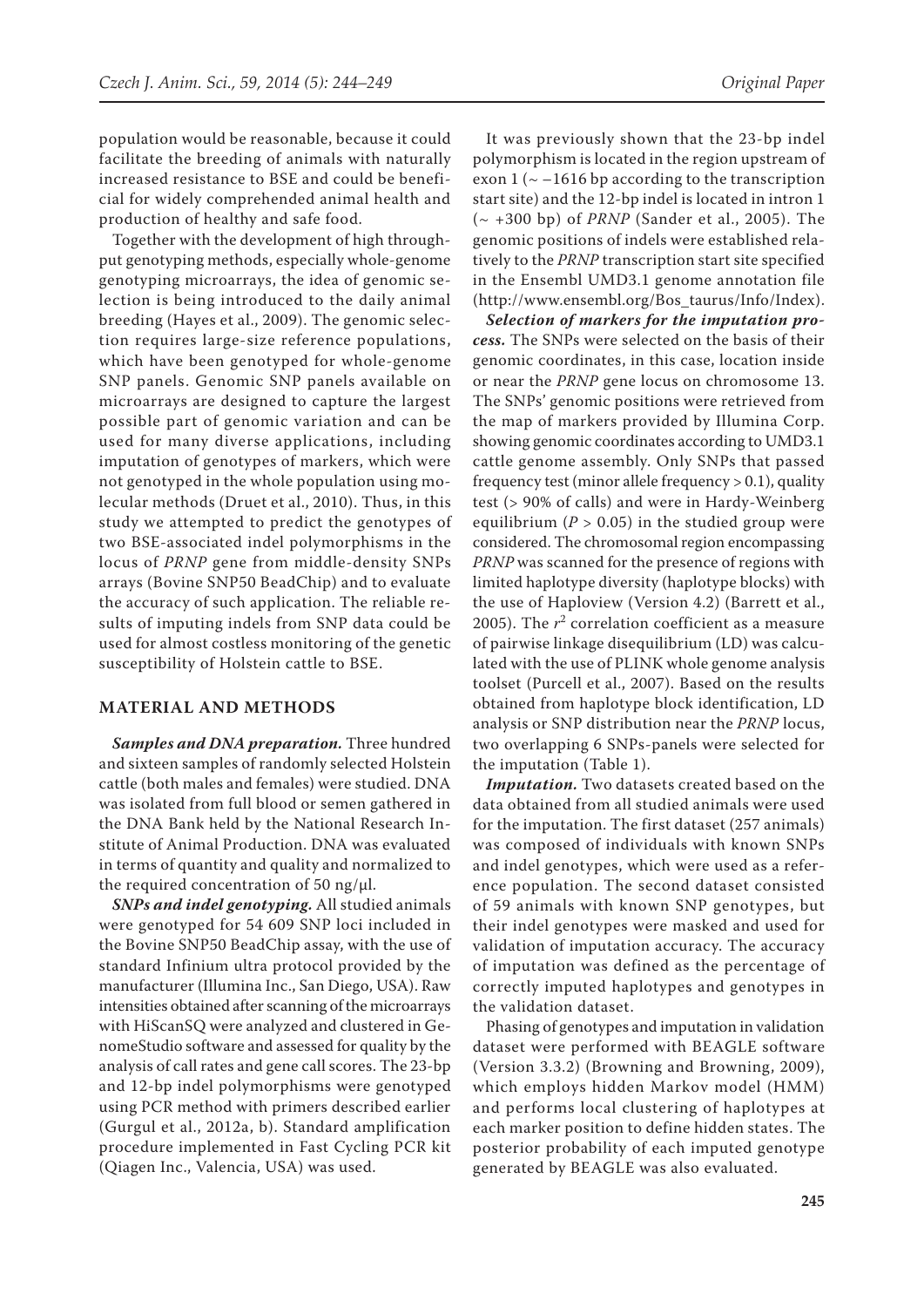population would be reasonable, because it could facilitate the breeding of animals with naturally increased resistance to BSE and could be beneficial for widely comprehended animal health and production of healthy and safe food.

Together with the development of high throughput genotyping methods, especially whole-genome genotyping microarrays, the idea of genomic selection is being introduced to the daily animal breeding (Hayes et al., 2009). The genomic selection requires large-size reference populations, which have been genotyped for whole-genome SNP panels. Genomic SNP panels available on microarrays are designed to capture the largest possible part of genomic variation and can be used for many diverse applications, including imputation of genotypes of markers, which were not genotyped in the whole population using molecular methods (Druet et al., 2010). Thus, in this study we attempted to predict the genotypes of two BSE-associated indel polymorphisms in the locus of *PRNP* gene from middle-density SNPs arrays (Bovine SNP50 BeadChip) and to evaluate the accuracy of such application. The reliable results of imputing indels from SNP data could be used for almost costless monitoring of the genetic susceptibility of Holstein cattle to BSE.

## MATERIAL AND METHODS

***Samples and DNA preparation.*** Three hundred and sixteen samples of randomly selected Holstein cattle (both males and females) were studied. DNA was isolated from full blood or semen gathered in the DNA Bank held by the National Research Institute of Animal Production. DNA was evaluated in terms of quantity and quality and normalized to the required concentration of 50 ng/μl.

***SNPs and indel genotyping.*** All studied animals were genotyped for 54 609 SNP loci included in the Bovine SNP50 BeadChip assay, with the use of standard Infinium ultra protocol provided by the manufacturer (Illumina Inc., San Diego, USA). Raw intensities obtained after scanning of the microarrays with HiScanSQ were analyzed and clustered in GenomeStudio software and assessed for quality by the analysis of call rates and gene call scores. The 23-bp and 12-bp indel polymorphisms were genotyped using PCR method with primers described earlier (Gurgul et al., 2012a, b). Standard amplification procedure implemented in Fast Cycling PCR kit (Qiagen Inc., Valencia, USA) was used.

It was previously shown that the 23-bp indel polymorphism is located in the region upstream of exon 1 (~ –1616 bp according to the transcription start site) and the 12-bp indel is located in intron 1 (~ +300 bp) of *PRNP* (Sander et al., 2005). The genomic positions of indels were established relatively to the *PRNP* transcription start site specified in the Ensembl UMD3.1 genome annotation file (http://www.ensembl.org/Bos_taurus/Info/Index).

***Selection of markers for the imputation process.*** The SNPs were selected on the basis of their genomic coordinates, in this case, location inside or near the *PRNP* gene locus on chromosome 13. The SNPs' genomic positions were retrieved from the map of markers provided by Illumina Corp. showing genomic coordinates according to UMD3.1 cattle genome assembly. Only SNPs that passed frequency test (minor allele frequency > 0.1), quality test (> 90% of calls) and were in Hardy-Weinberg equilibrium ($P > 0.05$) in the studied group were considered. The chromosomal region encompassing *PRNP* was scanned for the presence of regions with limited haplotype diversity (haplotype blocks) with the use of Haploview (Version 4.2) (Barrett et al., 2005). The $r^2$ correlation coefficient as a measure of pairwise linkage disequilibrium (LD) was calculated with the use of PLINK whole genome analysis toolset (Purcell et al., 2007). Based on the results obtained from haplotype block identification, LD analysis or SNP distribution near the *PRNP* locus, two overlapping 6 SNPs-panels were selected for the imputation (Table 1).

***Imputation.*** Two datasets created based on the data obtained from all studied animals were used for the imputation. The first dataset (257 animals) was composed of individuals with known SNPs and indel genotypes, which were used as a reference population. The second dataset consisted of 59 animals with known SNP genotypes, but their indel genotypes were masked and used for validation of imputation accuracy. The accuracy of imputation was defined as the percentage of correctly imputed haplotypes and genotypes in the validation dataset.

Phasing of genotypes and imputation in validation dataset were performed with BEAGLE software (Version 3.3.2) (Browning and Browning, 2009), which employs hidden Markov model (HMM) and performs local clustering of haplotypes at each marker position to define hidden states. The posterior probability of each imputed genotype generated by BEAGLE was also evaluated.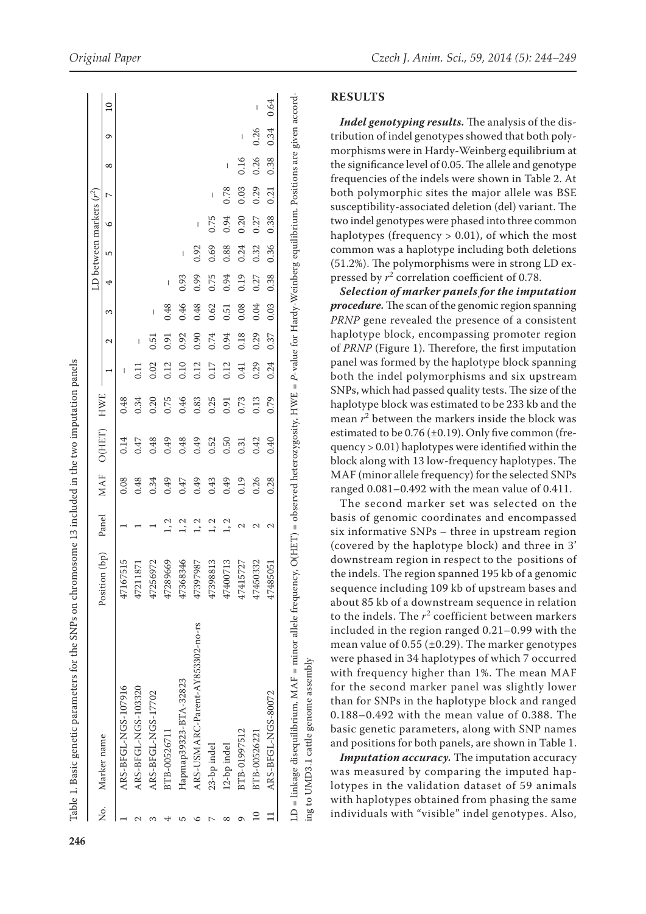Table 1. Basic genetic parameters for the SNPs on chromosome 13 included in the two imputation panels

| No. | Marker name | Position (bp) | Panel | MAF | O(HET) | HWE | LD between markers ($r^2$) | | | | | | | | | |
|---|---|---|---|---|---|---|---|---|---|---|---|---|---|---|---|---|
| | | | | | | | 1 | 2 | 3 | 4 | 5 | 6 | 7 | 8 | 9 | 10 |
| 1 | ARS-BFGL-NGS-107916 | 47167515 | 1 | 0.08 | 0.14 | 0.48 | – | | | | | | | | | |
| 2 | ARS-BFGL-NGS-103320 | 47211871 | 1 | 0.48 | 0.47 | 0.34 | 0.11 | – | | | | | | | | |
| 3 | ARS-BFGL-NGS-17702 | 47256972 | 1 | 0.34 | 0.48 | 0.20 | 0.02 | 0.51 | – | | | | | | | |
| 4 | BTB-00526711 | 47289669 | 1, 2 | 0.49 | 0.49 | 0.75 | 0.12 | 0.91 | 0.48 | – | | | | | | |
| 5 | Hapmap39323-BTA-32823 | 47368346 | 1, 2 | 0.47 | 0.48 | 0.46 | 0.10 | 0.92 | 0.46 | 0.93 | – | | | | | |
| 6 | ARS-USMARC-Parent-AY853302-no-rs | 47397987 | 1, 2 | 0.49 | 0.49 | 0.83 | 0.12 | 0.90 | 0.48 | 0.99 | 0.92 | – | | | | |
| 7 | 23-bp indel | 47398813 | 1, 2 | 0.43 | 0.52 | 0.25 | 0.17 | 0.74 | 0.62 | 0.75 | 0.69 | 0.75 | – | | | |
| 8 | 12-bp indel | 47400713 | 1, 2 | 0.49 | 0.50 | 0.91 | 0.12 | 0.94 | 0.51 | 0.94 | 0.88 | 0.94 | 0.78 | – | | |
| 9 | BTB-01997512 | 47415727 | 2 | 0.19 | 0.31 | 0.73 | 0.41 | 0.18 | 0.08 | 0.19 | 0.24 | 0.20 | 0.03 | 0.16 | – | |
| 10 | BTB-00526221 | 47450332 | 2 | 0.26 | 0.42 | 0.13 | 0.29 | 0.29 | 0.04 | 0.27 | 0.32 | 0.27 | 0.29 | 0.26 | 0.26 | – |
| 11 | ARS-BFGL-NGS-80072 | 47485051 | 2 | 0.28 | 0.40 | 0.79 | 0.24 | 0.37 | 0.03 | 0.38 | 0.36 | 0.38 | 0.21 | 0.38 | 0.34 | 0.64 |

LD = linkage disequilibrium, MAF = minor allele frequency, O(HET) = observed heterozygosity, HWE = *P*-value for Hardy-Weinberg equilibrium. Positions are given according to UMD3.1 cattle genome assembly

## RESULTS

***Indel genotyping results.*** The analysis of the distribution of indel genotypes showed that both polymorphisms were in Hardy-Weinberg equilibrium at the significance level of 0.05. The allele and genotype frequencies of the indels were shown in Table 2. At both polymorphic sites the major allele was BSE susceptibility-associated deletion (del) variant. The two indel genotypes were phased into three common haplotypes (frequency > 0.01), of which the most common was a haplotype including both deletions (51.2%). The polymorphisms were in strong LD expressed by $r^2$ correlation coefficient of 0.78.

***Selection of marker panels for the imputation procedure.*** The scan of the genomic region spanning *PRNP* gene revealed the presence of a consistent haplotype block, encompassing promoter region of *PRNP* (Figure 1). Therefore, the first imputation panel was formed by the haplotype block spanning both the indel polymorphisms and six upstream SNPs, which had passed quality tests. The size of the haplotype block was estimated to be 233 kb and the mean $r^2$ between the markers inside the block was estimated to be 0.76 (±0.19). Only five common (frequency > 0.01) haplotypes were identified within the block along with 13 low-frequency haplotypes. The MAF (minor allele frequency) for the selected SNPs ranged 0.081–0.492 with the mean value of 0.411.

The second marker set was selected on the basis of genomic coordinates and encompassed six informative SNPs – three in upstream region (covered by the haplotype block) and three in 3' downstream region in respect to the positions of the indels. The region spanned 195 kb of a genomic sequence including 109 kb of upstream bases and about 85 kb of a downstream sequence in relation to the indels. The $r^2$ coefficient between markers included in the region ranged 0.21–0.99 with the mean value of 0.55 (±0.29). The marker genotypes were phased in 34 haplotypes of which 7 occurred with frequency higher than 1%. The mean MAF for the second marker panel was slightly lower than for SNPs in the haplotype block and ranged 0.188–0.492 with the mean value of 0.388. The basic genetic parameters, along with SNP names and positions for both panels, are shown in Table 1.

***Imputation accuracy.*** The imputation accuracy was measured by comparing the imputed haplotypes in the validation dataset of 59 animals with haplotypes obtained from phasing the same individuals with "visible" indel genotypes. Also,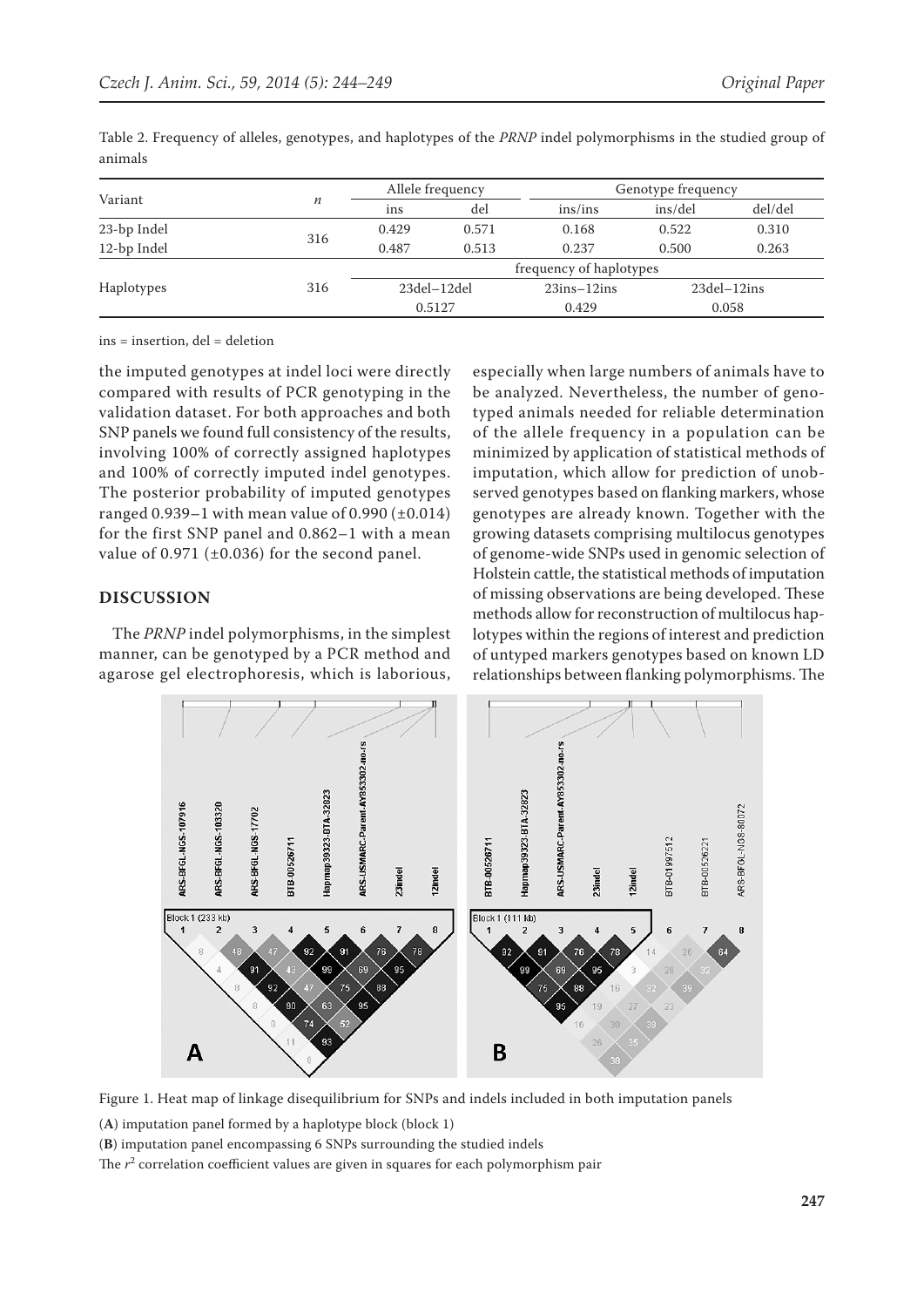Table 2. Frequency of alleles, genotypes, and haplotypes of the *PRNP* indel polymorphisms in the studied group of animals

| Variant | $n$ | Allele frequency | | Genotype frequency | | |
|---|---|---|---|---|---|---|
| | | ins | del | ins/ins | ins/del | del/del |
| 23-bp Indel | 316 | 0.429 | 0.571 | 0.168 | 0.522 | 0.310 |
| 12-bp Indel | | 0.487 | 0.513 | 0.237 | 0.500 | 0.263 |
| | | frequency of haplotypes | | | | |
| Haplotypes | 316 | 23del–12del | | 23ins–12ins | 23del–12ins | |
| | | 0.5127 | | 0.429 | 0.058 | |

ins = insertion, del = deletion

the imputed genotypes at indel loci were directly compared with results of PCR genotyping in the validation dataset. For both approaches and both SNP panels we found full consistency of the results, involving 100% of correctly assigned haplotypes and 100% of correctly imputed indel genotypes. The posterior probability of imputed genotypes ranged 0.939–1 with mean value of 0.990 (±0.014) for the first SNP panel and 0.862–1 with a mean value of 0.971 (±0.036) for the second panel.

## DISCUSSION

The *PRNP* indel polymorphisms, in the simplest manner, can be genotyped by a PCR method and agarose gel electrophoresis, which is laborious, especially when large numbers of animals have to be analyzed. Nevertheless, the number of genotyped animals needed for reliable determination of the allele frequency in a population can be minimized by application of statistical methods of imputation, which allow for prediction of unobserved genotypes based on flanking markers, whose genotypes are already known. Together with the growing datasets comprising multilocus genotypes of genome-wide SNPs used in genomic selection of Holstein cattle, the statistical methods of imputation of missing observations are being developed. These methods allow for reconstruction of multilocus haplotypes within the regions of interest and prediction of untyped markers genotypes based on known LD relationships between flanking polymorphisms. The

Figure 1. Heat map of linkage disequilibrium for SNPs and indels included in both imputation panels

(**A**) imputation panel formed by a haplotype block (block 1)

(**B**) imputation panel encompassing 6 SNPs surrounding the studied indels

The $r^2$ correlation coefficient values are given in squares for each polymorphism pair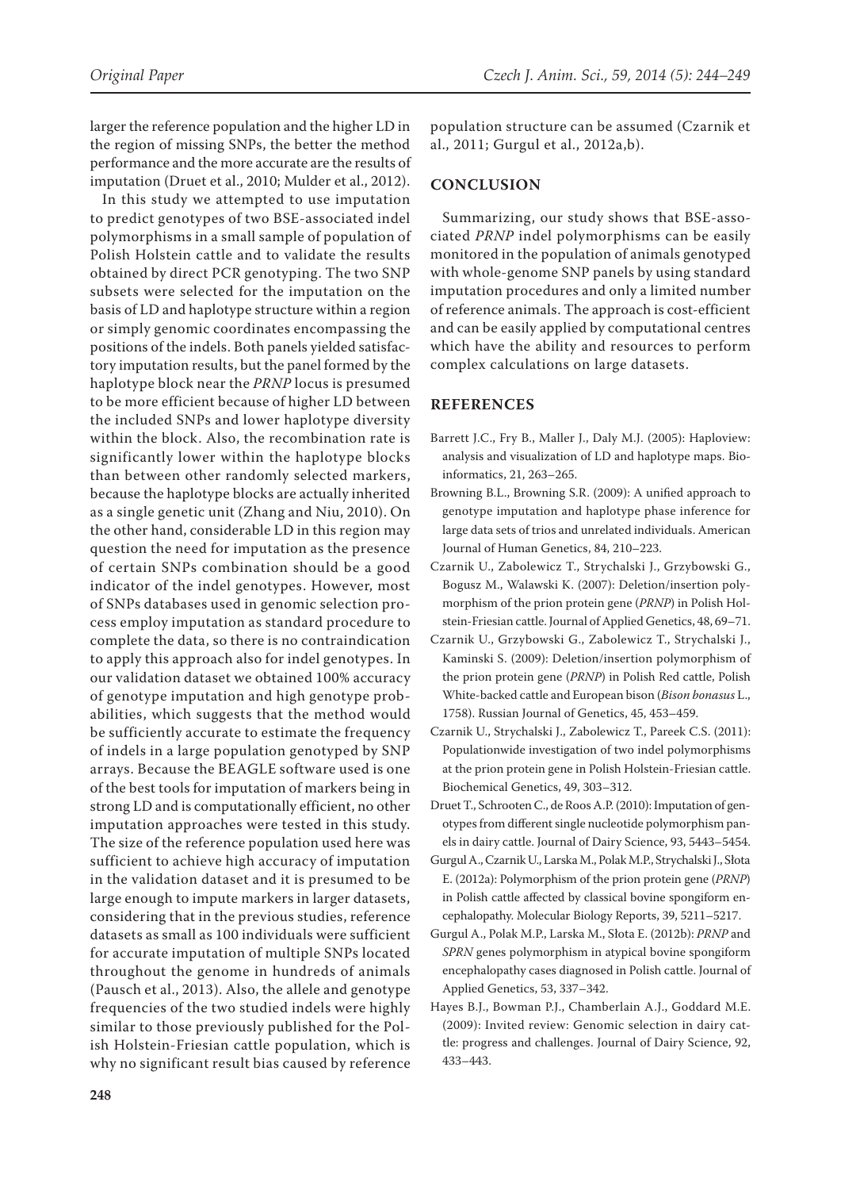larger the reference population and the higher LD in the region of missing SNPs, the better the method performance and the more accurate are the results of imputation (Druet et al., 2010; Mulder et al., 2012).

In this study we attempted to use imputation to predict genotypes of two BSE-associated indel polymorphisms in a small sample of population of Polish Holstein cattle and to validate the results obtained by direct PCR genotyping. The two SNP subsets were selected for the imputation on the basis of LD and haplotype structure within a region or simply genomic coordinates encompassing the positions of the indels. Both panels yielded satisfactory imputation results, but the panel formed by the haplotype block near the *PRNP* locus is presumed to be more efficient because of higher LD between the included SNPs and lower haplotype diversity within the block. Also, the recombination rate is significantly lower within the haplotype blocks than between other randomly selected markers, because the haplotype blocks are actually inherited as a single genetic unit (Zhang and Niu, 2010). On the other hand, considerable LD in this region may question the need for imputation as the presence of certain SNPs combination should be a good indicator of the indel genotypes. However, most of SNPs databases used in genomic selection process employ imputation as standard procedure to complete the data, so there is no contraindication to apply this approach also for indel genotypes. In our validation dataset we obtained 100% accuracy of genotype imputation and high genotype probabilities, which suggests that the method would be sufficiently accurate to estimate the frequency of indels in a large population genotyped by SNP arrays. Because the BEAGLE software used is one of the best tools for imputation of markers being in strong LD and is computationally efficient, no other imputation approaches were tested in this study. The size of the reference population used here was sufficient to achieve high accuracy of imputation in the validation dataset and it is presumed to be large enough to impute markers in larger datasets, considering that in the previous studies, reference datasets as small as 100 individuals were sufficient for accurate imputation of multiple SNPs located throughout the genome in hundreds of animals (Pausch et al., 2013). Also, the allele and genotype frequencies of the two studied indels were highly similar to those previously published for the Polish Holstein-Friesian cattle population, which is why no significant result bias caused by reference population structure can be assumed (Czarnik et al., 2011; Gurgul et al., 2012a,b).

## CONCLUSION

Summarizing, our study shows that BSE-associated *PRNP* indel polymorphisms can be easily monitored in the population of animals genotyped with whole-genome SNP panels by using standard imputation procedures and only a limited number of reference animals. The approach is cost-efficient and can be easily applied by computational centres which have the ability and resources to perform complex calculations on large datasets.

## REFERENCES

Barrett J.C., Fry B., Maller J., Daly M.J. (2005): Haploview: analysis and visualization of LD and haplotype maps. Bioinformatics, 21, 263–265.

Browning B.L., Browning S.R. (2009): A unified approach to genotype imputation and haplotype phase inference for large data sets of trios and unrelated individuals. American Journal of Human Genetics, 84, 210–223.

Czarnik U., Zabolewicz T., Strychalski J., Grzybowski G., Bogusz M., Walawski K. (2007): Deletion/insertion polymorphism of the prion protein gene (*PRNP*) in Polish Holstein-Friesian cattle. Journal of Applied Genetics, 48, 69–71.

Czarnik U., Grzybowski G., Zabolewicz T., Strychalski J., Kaminski S. (2009): Deletion/insertion polymorphism of the prion protein gene (*PRNP*) in Polish Red cattle, Polish White-backed cattle and European bison (*Bison bonasus* L., 1758). Russian Journal of Genetics, 45, 453–459.

Czarnik U., Strychalski J., Zabolewicz T., Pareek C.S. (2011): Populationwide investigation of two indel polymorphisms at the prion protein gene in Polish Holstein-Friesian cattle. Biochemical Genetics, 49, 303–312.

Druet T., Schrooten C., de Roos A.P. (2010): Imputation of genotypes from different single nucleotide polymorphism panels in dairy cattle. Journal of Dairy Science, 93, 5443–5454.

Gurgul A., Czarnik U., Larska M., Polak M.P., Strychalski J., Słota E. (2012a): Polymorphism of the prion protein gene (*PRNP*) in Polish cattle affected by classical bovine spongiform encephalopathy. Molecular Biology Reports, 39, 5211–5217.

Gurgul A., Polak M.P., Larska M., Słota E. (2012b): *PRNP* and *SPRN* genes polymorphism in atypical bovine spongiform encephalopathy cases diagnosed in Polish cattle. Journal of Applied Genetics, 53, 337–342.

Hayes B.J., Bowman P.J., Chamberlain A.J., Goddard M.E. (2009): Invited review: Genomic selection in dairy cattle: progress and challenges. Journal of Dairy Science, 92, 433–443.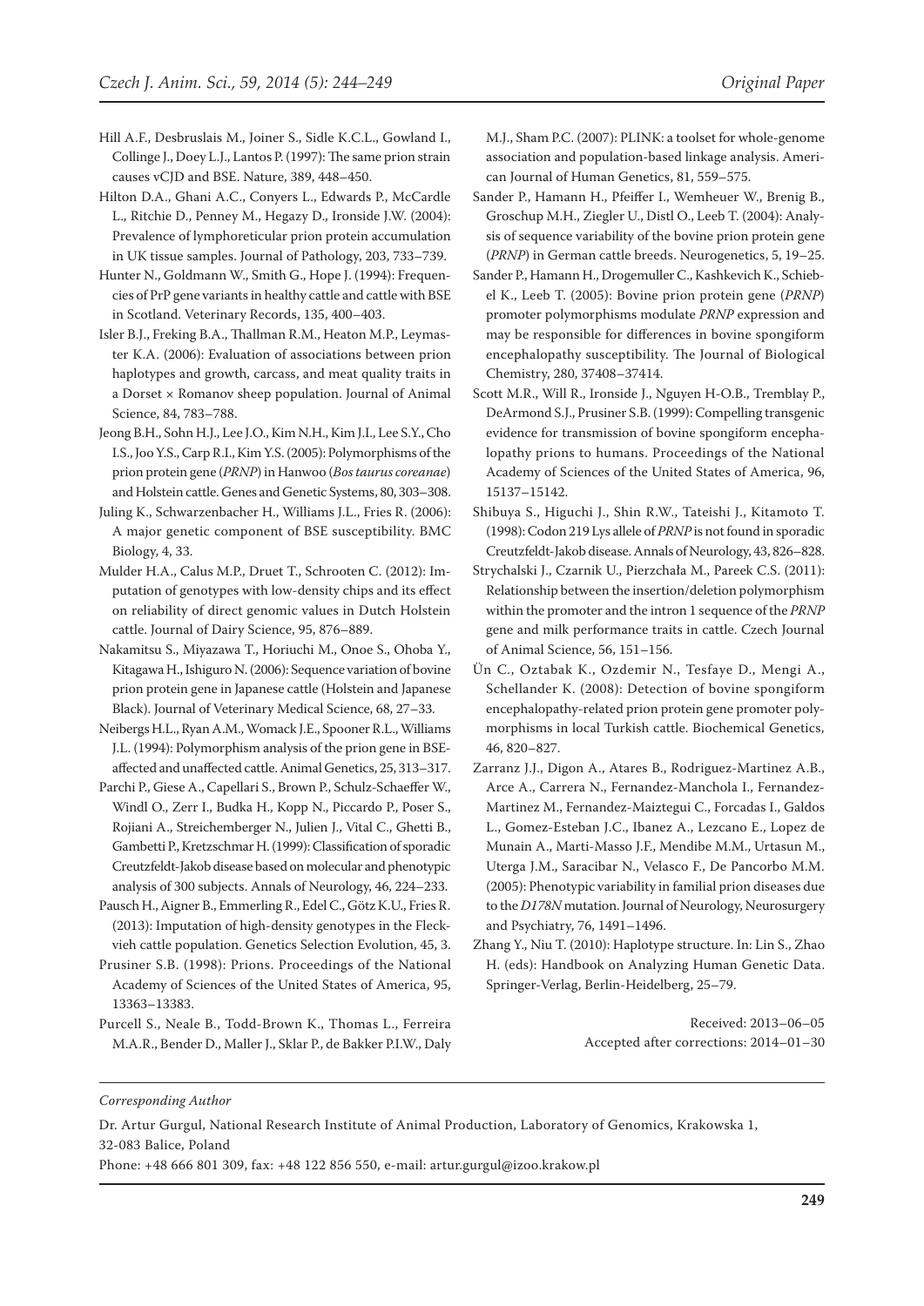Hill A.F., Desbruslais M., Joiner S., Sidle K.C.L., Gowland I., Collinge J., Doey L.J., Lantos P. (1997): The same prion strain causes vCJD and BSE. Nature, 389, 448–450.

Hilton D.A., Ghani A.C., Conyers L., Edwards P., McCardle L., Ritchie D., Penney M., Hegazy D., Ironside J.W. (2004): Prevalence of lymphoreticular prion protein accumulation in UK tissue samples. Journal of Pathology, 203, 733–739.

Hunter N., Goldmann W., Smith G., Hope J. (1994): Frequencies of PrP gene variants in healthy cattle and cattle with BSE in Scotland. Veterinary Records, 135, 400–403.

Isler B.J., Freking B.A., Thallman R.M., Heaton M.P., Leymaster K.A. (2006): Evaluation of associations between prion haplotypes and growth, carcass, and meat quality traits in a Dorset × Romanov sheep population. Journal of Animal Science, 84, 783–788.

Jeong B.H., Sohn H.J., Lee J.O., Kim N.H., Kim J.I., Lee S.Y., Cho I.S., Joo Y.S., Carp R.I., Kim Y.S. (2005): Polymorphisms of the prion protein gene (*PRNP*) in Hanwoo (*Bos taurus coreanae*) and Holstein cattle. Genes and Genetic Systems, 80, 303–308.

Juling K., Schwarzenbacher H., Williams J.L., Fries R. (2006): A major genetic component of BSE susceptibility. BMC Biology, 4, 33.

Mulder H.A., Calus M.P., Druet T., Schrooten C. (2012): Imputation of genotypes with low-density chips and its effect on reliability of direct genomic values in Dutch Holstein cattle. Journal of Dairy Science, 95, 876–889.

Nakamitsu S., Miyazawa T., Horiuchi M., Onoe S., Ohoba Y., Kitagawa H., Ishiguro N. (2006): Sequence variation of bovine prion protein gene in Japanese cattle (Holstein and Japanese Black). Journal of Veterinary Medical Science, 68, 27–33.

Neibergs H.L., Ryan A.M., Womack J.E., Spooner R.L., Williams J.L. (1994): Polymorphism analysis of the prion gene in BSE-affected and unaffected cattle. Animal Genetics, 25, 313–317.

Parchi P., Giese A., Capellari S., Brown P., Schulz-Schaeffer W., Windl O., Zerr I., Budka H., Kopp N., Piccardo P., Poser S., Rojiani A., Streichemberger N., Julien J., Vital C., Ghetti B., Gambetti P., Kretzschmar H. (1999): Classification of sporadic Creutzfeldt-Jakob disease based on molecular and phenotypic analysis of 300 subjects. Annals of Neurology, 46, 224–233.

Pausch H., Aigner B., Emmerling R., Edel C., Götz K.U., Fries R. (2013): Imputation of high-density genotypes in the Fleckvieh cattle population. Genetics Selection Evolution, 45, 3.

Prusiner S.B. (1998): Prions. Proceedings of the National Academy of Sciences of the United States of America, 95, 13363–13383.

Purcell S., Neale B., Todd-Brown K., Thomas L., Ferreira M.A.R., Bender D., Maller J., Sklar P., de Bakker P.I.W., Daly M.J., Sham P.C. (2007): PLINK: a toolset for whole-genome association and population-based linkage analysis. American Journal of Human Genetics, 81, 559–575.

Sander P., Hamann H., Pfeiffer I., Wemheuer W., Brenig B., Groschup M.H., Ziegler U., Distl O., Leeb T. (2004): Analysis of sequence variability of the bovine prion protein gene (*PRNP*) in German cattle breeds. Neurogenetics, 5, 19–25.

Sander P., Hamann H., Drogemuller C., Kashkevich K., Schiebel K., Leeb T. (2005): Bovine prion protein gene (*PRNP*) promoter polymorphisms modulate *PRNP* expression and may be responsible for differences in bovine spongiform encephalopathy susceptibility. The Journal of Biological Chemistry, 280, 37408–37414.

Scott M.R., Will R., Ironside J., Nguyen H-O.B., Tremblay P., DeArmond S.J., Prusiner S.B. (1999): Compelling transgenic evidence for transmission of bovine spongiform encephalopathy prions to humans. Proceedings of the National Academy of Sciences of the United States of America, 96, 15137–15142.

Shibuya S., Higuchi J., Shin R.W., Tateishi J., Kitamoto T. (1998): Codon 219 Lys allele of *PRNP* is not found in sporadic Creutzfeldt-Jakob disease. Annals of Neurology, 43, 826–828.

Strychalski J., Czarnik U., Pierzchała M., Pareek C.S. (2011): Relationship between the insertion/deletion polymorphism within the promoter and the intron 1 sequence of the *PRNP* gene and milk performance traits in cattle. Czech Journal of Animal Science, 56, 151–156.

Ün C., Oztabak K., Ozdemir N., Tesfaye D., Mengi A., Schellander K. (2008): Detection of bovine spongiform encephalopathy-related prion protein gene promoter polymorphisms in local Turkish cattle. Biochemical Genetics, 46, 820–827.

Zarranz J.J., Digon A., Atares B., Rodriguez-Martinez A.B., Arce A., Carrera N., Fernandez-Manchola I., Fernandez-Martinez M., Fernandez-Maiztegui C., Forcadas I., Galdos L., Gomez-Esteban J.C., Ibanez A., Lezcano E., Lopez de Munain A., Marti-Masso J.F., Mendibe M.M., Urtasun M., Uterga J.M., Saracibar N., Velasco F., De Pancorbo M.M. (2005): Phenotypic variability in familial prion diseases due to the *D178N* mutation. Journal of Neurology, Neurosurgery and Psychiatry, 76, 1491–1496.

Zhang Y., Niu T. (2010): Haplotype structure. In: Lin S., Zhao H. (eds): Handbook on Analyzing Human Genetic Data. Springer-Verlag, Berlin-Heidelberg, 25–79.

Received: 2013–06–05
Accepted after corrections: 2014–01–30

*Corresponding Author*

Dr. Artur Gurgul, National Research Institute of Animal Production, Laboratory of Genomics, Krakowska 1, 32-083 Balice, Poland

Phone: +48 666 801 309, fax: +48 122 856 550, e-mail: artur.gurgul@izoo.krakow.pl